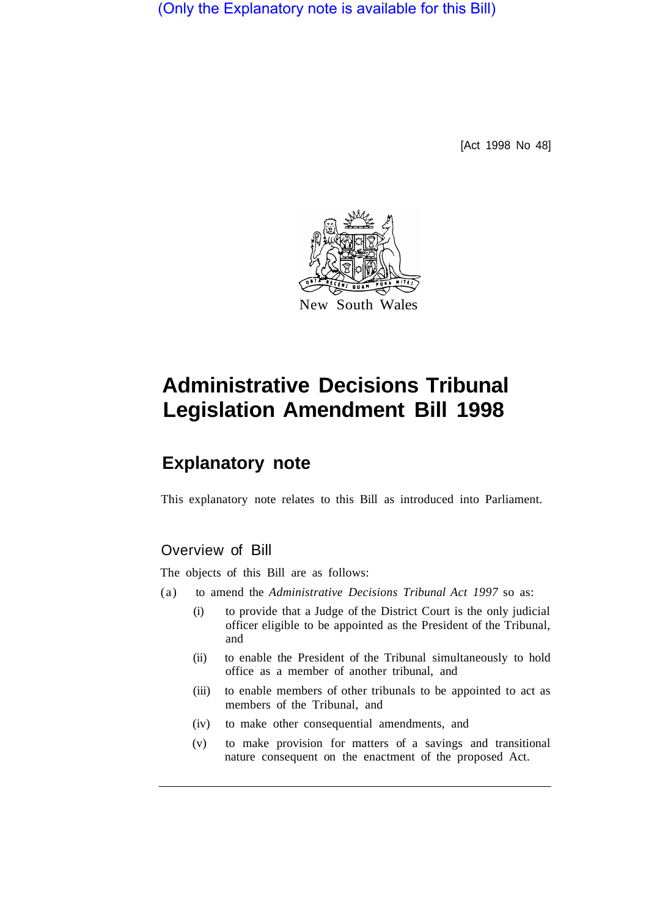(Only the Explanatory note is available for this Bill)

[Act 1998 No 48]

New South Wales

# Administrative Decisions Tribunal Legislation Amendment Bill 1998

## Explanatory note

This explanatory note relates to this Bill as introduced into Parliament.

### Overview of Bill

The objects of this Bill are as follows:

(a) to amend the *Administrative Decisions Tribunal Act 1997* so as:

- (i) to provide that a Judge of the District Court is the only judicial officer eligible to be appointed as the President of the Tribunal, and
- (ii) to enable the President of the Tribunal simultaneously to hold office as a member of another tribunal, and
- (iii) to enable members of other tribunals to be appointed to act as members of the Tribunal, and
- (iv) to make other consequential amendments, and
- (v) to make provision for matters of a savings and transitional nature consequent on the enactment of the proposed Act.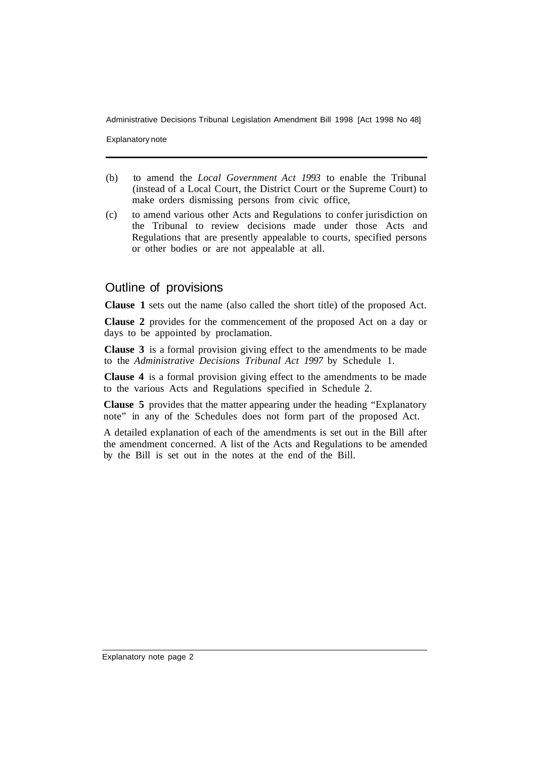(b) to amend the *Local Government Act 1993* to enable the Tribunal (instead of a Local Court, the District Court or the Supreme Court) to make orders dismissing persons from civic office,

(c) to amend various other Acts and Regulations to confer jurisdiction on the Tribunal to review decisions made under those Acts and Regulations that are presently appealable to courts, specified persons or other bodies or are not appealable at all.

## Outline of provisions

**Clause 1** sets out the name (also called the short title) of the proposed Act.

**Clause 2** provides for the commencement of the proposed Act on a day or days to be appointed by proclamation.

**Clause 3** is a formal provision giving effect to the amendments to be made to the *Administrative Decisions Tribunal Act 1997* by Schedule 1.

**Clause 4** is a formal provision giving effect to the amendments to be made to the various Acts and Regulations specified in Schedule 2.

**Clause 5** provides that the matter appearing under the heading "Explanatory note" in any of the Schedules does not form part of the proposed Act.

A detailed explanation of each of the amendments is set out in the Bill after the amendment concerned. A list of the Acts and Regulations to be amended by the Bill is set out in the notes at the end of the Bill.